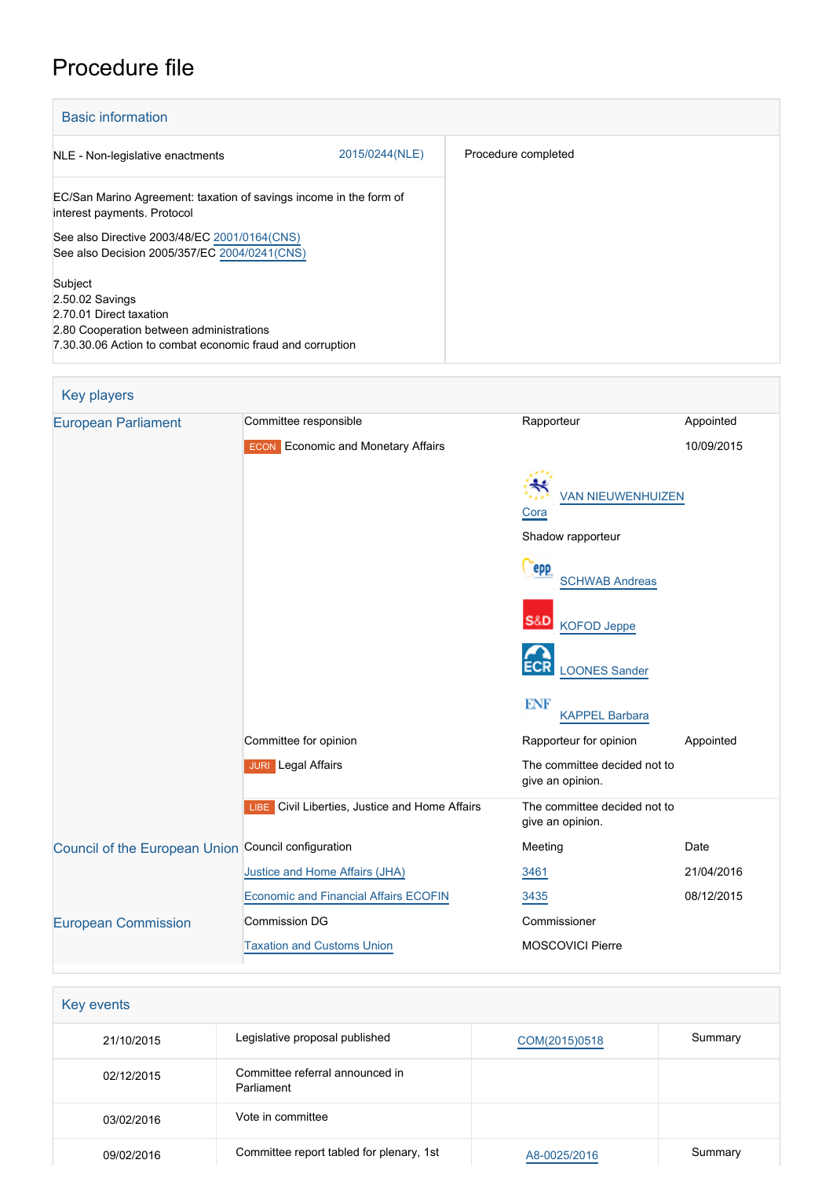# Procedure file

## Basic information

| | |
|---|---|
| NLE - Non-legislative enactments 2015/0244(NLE) | Procedure completed |
| EC/San Marino Agreement: taxation of savings income in the form of interest payments. Protocol<br><br>See also Directive 2003/48/EC 2001/0164(CNS)<br>See also Decision 2005/357/EC 2004/0241(CNS)<br><br>Subject<br>2.50.02 Savings<br>2.70.01 Direct taxation<br>2.80 Cooperation between administrations<br>7.30.30.06 Action to combat economic fraud and corruption | |

## Key players

| | | | |
|---|---|---|---|
| European Parliament | Committee responsible | Rapporteur | Appointed |
| | ECON Economic and Monetary Affairs | VAN NIEUWENHUIZEN Cora<br><br>Shadow rapporteur<br>SCHWAB Andreas<br>KOFOD Jeppe<br>LOONES Sander<br>KAPPEL Barbara | 10/09/2015 |
| | Committee for opinion | Rapporteur for opinion | Appointed |
| | JURI Legal Affairs | The committee decided not to give an opinion. | |
| | LIBE Civil Liberties, Justice and Home Affairs | The committee decided not to give an opinion. | |
| Council of the European Union | Council configuration | Meeting | Date |
| | Justice and Home Affairs (JHA) | 3461 | 21/04/2016 |
| | Economic and Financial Affairs ECOFIN | 3435 | 08/12/2015 |
| European Commission | Commission DG | Commissioner | |
| | Taxation and Customs Union | MOSCOVICI Pierre | |

## Key events

| | | | |
|---|---|---|---|
| 21/10/2015 | Legislative proposal published | COM(2015)0518 | Summary |
| 02/12/2015 | Committee referral announced in Parliament | | |
| 03/02/2016 | Vote in committee | | |
| 09/02/2016 | Committee report tabled for plenary, 1st | A8-0025/2016 | Summary |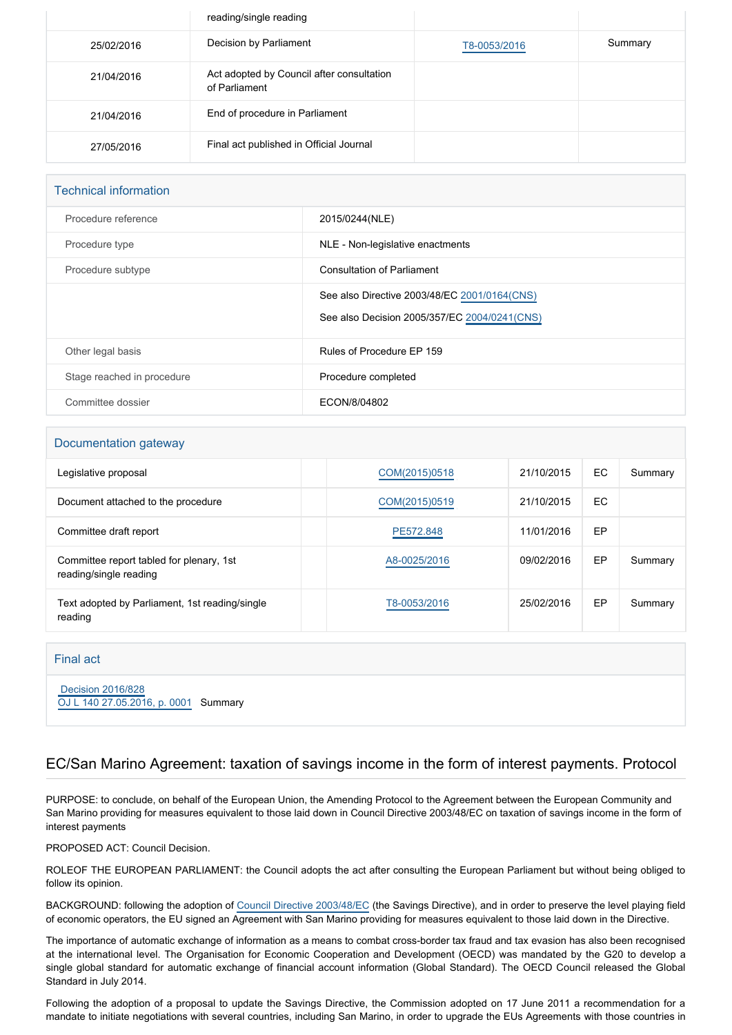|  | reading/single reading |  |  |
|---|---|---|---|
| 25/02/2016 | Decision by Parliament | T8-0053/2016 | Summary |
| 21/04/2016 | Act adopted by Council after consultation of Parliament |  |  |
| 21/04/2016 | End of procedure in Parliament |  |  |
| 27/05/2016 | Final act published in Official Journal |  |  |

## Technical information

| | |
|---|---|
| Procedure reference | 2015/0244(NLE) |
| Procedure type | NLE - Non-legislative enactments |
| Procedure subtype | Consultation of Parliament |
|  | See also Directive 2003/48/EC 2001/0164(CNS)<br>See also Decision 2005/357/EC 2004/0241(CNS) |
| Other legal basis | Rules of Procedure EP 159 |
| Stage reached in procedure | Procedure completed |
| Committee dossier | ECON/8/04802 |

## Documentation gateway

| | | | | | |
|---|---|---|---|---|---|
| Legislative proposal |  | COM(2015)0518 | 21/10/2015 | EC | Summary |
| Document attached to the procedure |  | COM(2015)0519 | 21/10/2015 | EC |  |
| Committee draft report |  | PE572.848 | 11/01/2016 | EP |  |
| Committee report tabled for plenary, 1st reading/single reading |  | A8-0025/2016 | 09/02/2016 | EP | Summary |
| Text adopted by Parliament, 1st reading/single reading |  | T8-0053/2016 | 25/02/2016 | EP | Summary |

## Final act

Decision 2016/828
OJ L 140 27.05.2016, p. 0001 Summary

## EC/San Marino Agreement: taxation of savings income in the form of interest payments. Protocol

PURPOSE: to conclude, on behalf of the European Union, the Amending Protocol to the Agreement between the European Community and San Marino providing for measures equivalent to those laid down in Council Directive 2003/48/EC on taxation of savings income in the form of interest payments

PROPOSED ACT: Council Decision.

ROLEOF THE EUROPEAN PARLIAMENT: the Council adopts the act after consulting the European Parliament but without being obliged to follow its opinion.

BACKGROUND: following the adoption of Council Directive 2003/48/EC (the Savings Directive), and in order to preserve the level playing field of economic operators, the EU signed an Agreement with San Marino providing for measures equivalent to those laid down in the Directive.

The importance of automatic exchange of information as a means to combat cross-border tax fraud and tax evasion has also been recognised at the international level. The Organisation for Economic Cooperation and Development (OECD) was mandated by the G20 to develop a single global standard for automatic exchange of financial account information (Global Standard). The OECD Council released the Global Standard in July 2014.

Following the adoption of a proposal to update the Savings Directive, the Commission adopted on 17 June 2011 a recommendation for a mandate to initiate negotiations with several countries, including San Marino, in order to upgrade the EUs Agreements with those countries in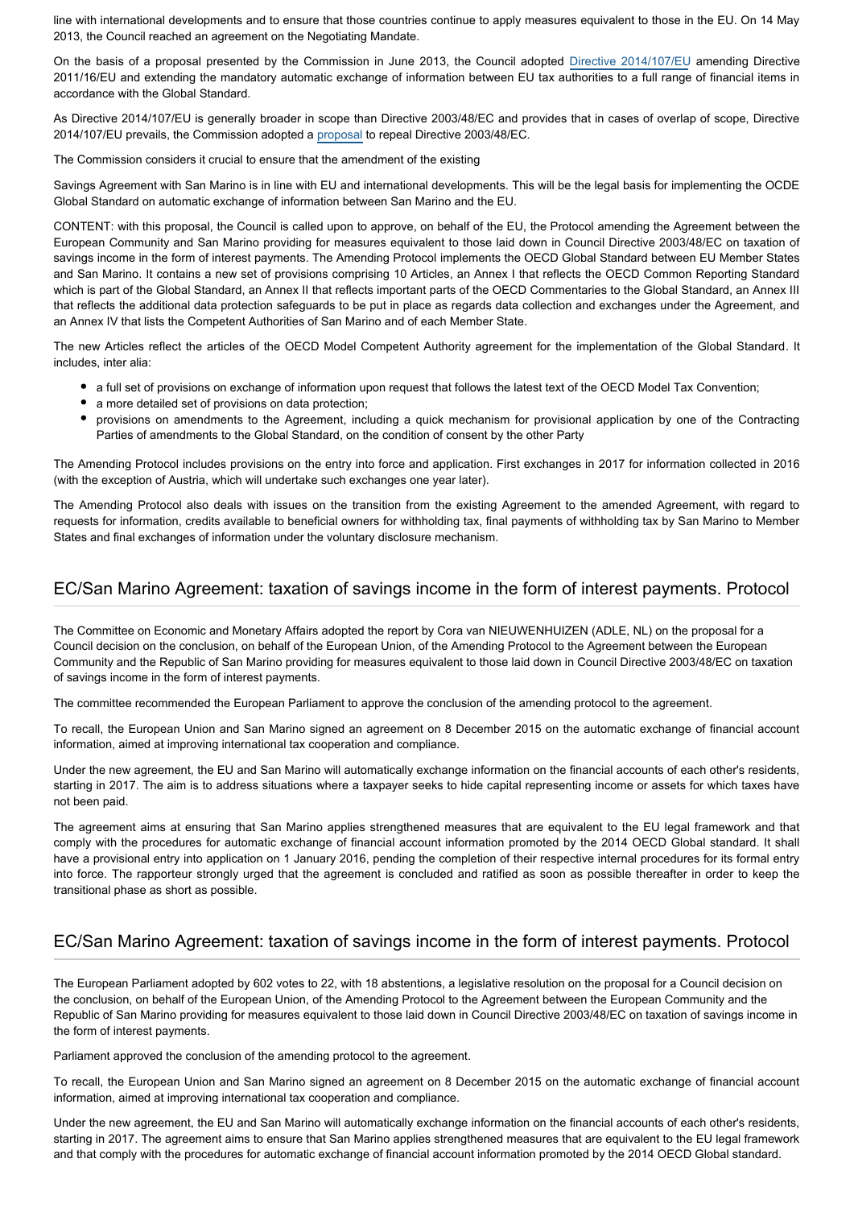line with international developments and to ensure that those countries continue to apply measures equivalent to those in the EU. On 14 May 2013, the Council reached an agreement on the Negotiating Mandate.

On the basis of a proposal presented by the Commission in June 2013, the Council adopted Directive 2014/107/EU amending Directive 2011/16/EU and extending the mandatory automatic exchange of information between EU tax authorities to a full range of financial items in accordance with the Global Standard.

As Directive 2014/107/EU is generally broader in scope than Directive 2003/48/EC and provides that in cases of overlap of scope, Directive 2014/107/EU prevails, the Commission adopted a proposal to repeal Directive 2003/48/EC.

The Commission considers it crucial to ensure that the amendment of the existing

Savings Agreement with San Marino is in line with EU and international developments. This will be the legal basis for implementing the OCDE Global Standard on automatic exchange of information between San Marino and the EU.

CONTENT: with this proposal, the Council is called upon to approve, on behalf of the EU, the Protocol amending the Agreement between the European Community and San Marino providing for measures equivalent to those laid down in Council Directive 2003/48/EC on taxation of savings income in the form of interest payments. The Amending Protocol implements the OECD Global Standard between EU Member States and San Marino. It contains a new set of provisions comprising 10 Articles, an Annex I that reflects the OECD Common Reporting Standard which is part of the Global Standard, an Annex II that reflects important parts of the OECD Commentaries to the Global Standard, an Annex III that reflects the additional data protection safeguards to be put in place as regards data collection and exchanges under the Agreement, and an Annex IV that lists the Competent Authorities of San Marino and of each Member State.

The new Articles reflect the articles of the OECD Model Competent Authority agreement for the implementation of the Global Standard. It includes, inter alia:

- a full set of provisions on exchange of information upon request that follows the latest text of the OECD Model Tax Convention;
- a more detailed set of provisions on data protection;
- provisions on amendments to the Agreement, including a quick mechanism for provisional application by one of the Contracting Parties of amendments to the Global Standard, on the condition of consent by the other Party

The Amending Protocol includes provisions on the entry into force and application. First exchanges in 2017 for information collected in 2016 (with the exception of Austria, which will undertake such exchanges one year later).

The Amending Protocol also deals with issues on the transition from the existing Agreement to the amended Agreement, with regard to requests for information, credits available to beneficial owners for withholding tax, final payments of withholding tax by San Marino to Member States and final exchanges of information under the voluntary disclosure mechanism.

## EC/San Marino Agreement: taxation of savings income in the form of interest payments. Protocol

The Committee on Economic and Monetary Affairs adopted the report by Cora van NIEUWENHUIZEN (ADLE, NL) on the proposal for a Council decision on the conclusion, on behalf of the European Union, of the Amending Protocol to the Agreement between the European Community and the Republic of San Marino providing for measures equivalent to those laid down in Council Directive 2003/48/EC on taxation of savings income in the form of interest payments.

The committee recommended the European Parliament to approve the conclusion of the amending protocol to the agreement.

To recall, the European Union and San Marino signed an agreement on 8 December 2015 on the automatic exchange of financial account information, aimed at improving international tax cooperation and compliance.

Under the new agreement, the EU and San Marino will automatically exchange information on the financial accounts of each other's residents, starting in 2017. The aim is to address situations where a taxpayer seeks to hide capital representing income or assets for which taxes have not been paid.

The agreement aims at ensuring that San Marino applies strengthened measures that are equivalent to the EU legal framework and that comply with the procedures for automatic exchange of financial account information promoted by the 2014 OECD Global standard. It shall have a provisional entry into application on 1 January 2016, pending the completion of their respective internal procedures for its formal entry into force. The rapporteur strongly urged that the agreement is concluded and ratified as soon as possible thereafter in order to keep the transitional phase as short as possible.

## EC/San Marino Agreement: taxation of savings income in the form of interest payments. Protocol

The European Parliament adopted by 602 votes to 22, with 18 abstentions, a legislative resolution on the proposal for a Council decision on the conclusion, on behalf of the European Union, of the Amending Protocol to the Agreement between the European Community and the Republic of San Marino providing for measures equivalent to those laid down in Council Directive 2003/48/EC on taxation of savings income in the form of interest payments.

Parliament approved the conclusion of the amending protocol to the agreement.

To recall, the European Union and San Marino signed an agreement on 8 December 2015 on the automatic exchange of financial account information, aimed at improving international tax cooperation and compliance.

Under the new agreement, the EU and San Marino will automatically exchange information on the financial accounts of each other's residents, starting in 2017. The agreement aims to ensure that San Marino applies strengthened measures that are equivalent to the EU legal framework and that comply with the procedures for automatic exchange of financial account information promoted by the 2014 OECD Global standard.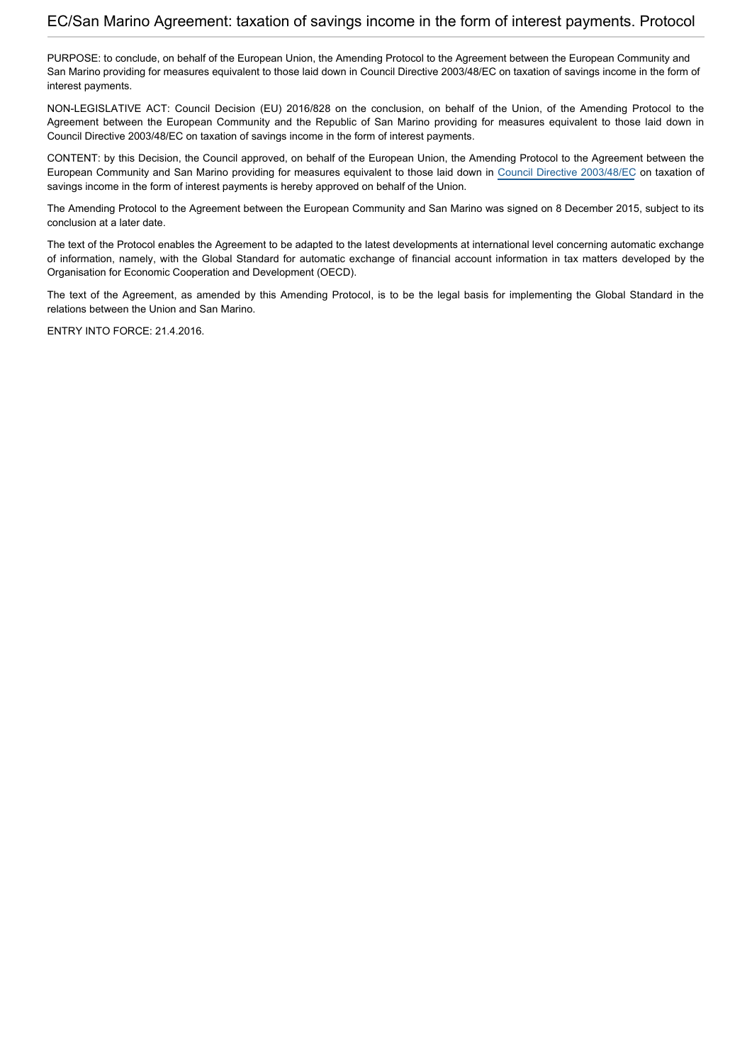# EC/San Marino Agreement: taxation of savings income in the form of interest payments. Protocol

PURPOSE: to conclude, on behalf of the European Union, the Amending Protocol to the Agreement between the European Community and San Marino providing for measures equivalent to those laid down in Council Directive 2003/48/EC on taxation of savings income in the form of interest payments.

NON-LEGISLATIVE ACT: Council Decision (EU) 2016/828 on the conclusion, on behalf of the Union, of the Amending Protocol to the Agreement between the European Community and the Republic of San Marino providing for measures equivalent to those laid down in Council Directive 2003/48/EC on taxation of savings income in the form of interest payments.

CONTENT: by this Decision, the Council approved, on behalf of the European Union, the Amending Protocol to the Agreement between the European Community and San Marino providing for measures equivalent to those laid down in Council Directive 2003/48/EC on taxation of savings income in the form of interest payments is hereby approved on behalf of the Union.

The Amending Protocol to the Agreement between the European Community and San Marino was signed on 8 December 2015, subject to its conclusion at a later date.

The text of the Protocol enables the Agreement to be adapted to the latest developments at international level concerning automatic exchange of information, namely, with the Global Standard for automatic exchange of financial account information in tax matters developed by the Organisation for Economic Cooperation and Development (OECD).

The text of the Agreement, as amended by this Amending Protocol, is to be the legal basis for implementing the Global Standard in the relations between the Union and San Marino.

ENTRY INTO FORCE: 21.4.2016.